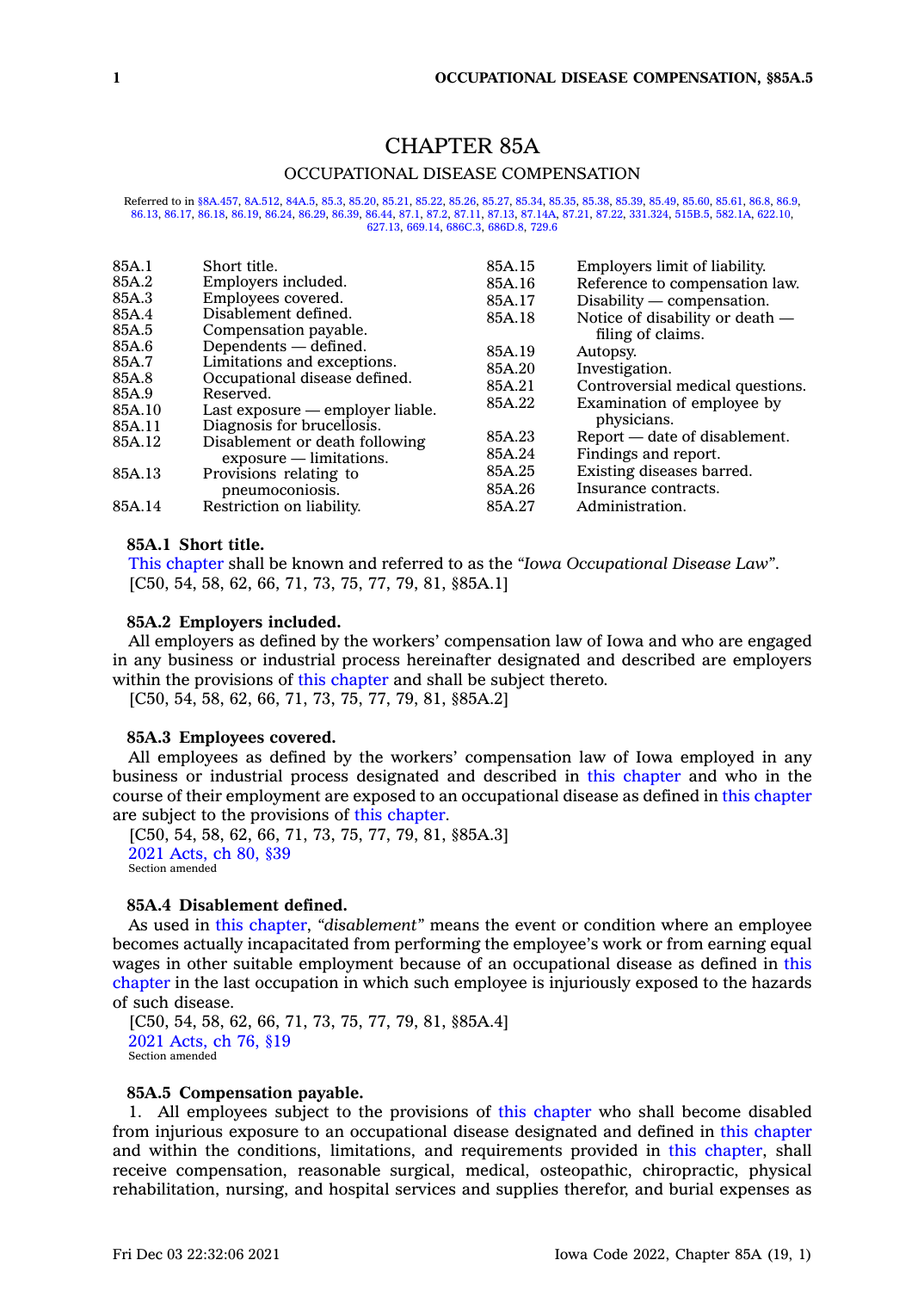# CHAPTER 85A

## OCCUPATIONAL DISEASE COMPENSATION

Referred to in §8A.457, 8A.512, 84A.5, 85.3, 85.20, 85.21, 85.22, 85.26, 85.27, 85.34, 85.35, 85.38, 85.39, 85.49, 85.60, 85.61, 86.8, 86.9, 86.13, 86.17, 86.18, 86.19, 86.24, 86.29, 86.39, 86.44, 87.1, 87.2, 87.11, 87.13, 87.14A, 87.21, 87.22, 331.324, 515B.5, 582.1A, 622.10, 627.13, 669.14, 686C.3, 686D.8, 729.6

| | |
|---|---|
| 85A.1 | Short title. |
| 85A.2 | Employers included. |
| 85A.3 | Employees covered. |
| 85A.4 | Disablement defined. |
| 85A.5 | Compensation payable. |
| 85A.6 | Dependents — defined. |
| 85A.7 | Limitations and exceptions. |
| 85A.8 | Occupational disease defined. |
| 85A.9 | Reserved. |
| 85A.10 | Last exposure — employer liable. |
| 85A.11 | Diagnosis for brucellosis. |
| 85A.12 | Disablement or death following exposure — limitations. |
| 85A.13 | Provisions relating to pneumoconiosis. |
| 85A.14 | Restriction on liability. |
| 85A.15 | Employers limit of liability. |
| 85A.16 | Reference to compensation law. |
| 85A.17 | Disability — compensation. |
| 85A.18 | Notice of disability or death — filing of claims. |
| 85A.19 | Autopsy. |
| 85A.20 | Investigation. |
| 85A.21 | Controversial medical questions. |
| 85A.22 | Examination of employee by physicians. |
| 85A.23 | Report — date of disablement. |
| 85A.24 | Findings and report. |
| 85A.25 | Existing diseases barred. |
| 85A.26 | Insurance contracts. |
| 85A.27 | Administration. |

### 85A.1 Short title.

This chapter shall be known and referred to as the *"Iowa Occupational Disease Law"*.

[C50, 54, 58, 62, 66, 71, 73, 75, 77, 79, 81, §85A.1]

### 85A.2 Employers included.

All employers as defined by the workers' compensation law of Iowa and who are engaged in any business or industrial process hereinafter designated and described are employers within the provisions of this chapter and shall be subject thereto.

[C50, 54, 58, 62, 66, 71, 73, 75, 77, 79, 81, §85A.2]

### 85A.3 Employees covered.

All employees as defined by the workers' compensation law of Iowa employed in any business or industrial process designated and described in this chapter and who in the course of their employment are exposed to an occupational disease as defined in this chapter are subject to the provisions of this chapter.

[C50, 54, 58, 62, 66, 71, 73, 75, 77, 79, 81, §85A.3]

2021 Acts, ch 80, §39

Section amended

### 85A.4 Disablement defined.

As used in this chapter, *"disablement"* means the event or condition where an employee becomes actually incapacitated from performing the employee's work or from earning equal wages in other suitable employment because of an occupational disease as defined in this chapter in the last occupation in which such employee is injuriously exposed to the hazards of such disease.

[C50, 54, 58, 62, 66, 71, 73, 75, 77, 79, 81, §85A.4]

2021 Acts, ch 76, §19

Section amended

### 85A.5 Compensation payable.

1. All employees subject to the provisions of this chapter who shall become disabled from injurious exposure to an occupational disease designated and defined in this chapter and within the conditions, limitations, and requirements provided in this chapter, shall receive compensation, reasonable surgical, medical, osteopathic, chiropractic, physical rehabilitation, nursing, and hospital services and supplies therefor, and burial expenses as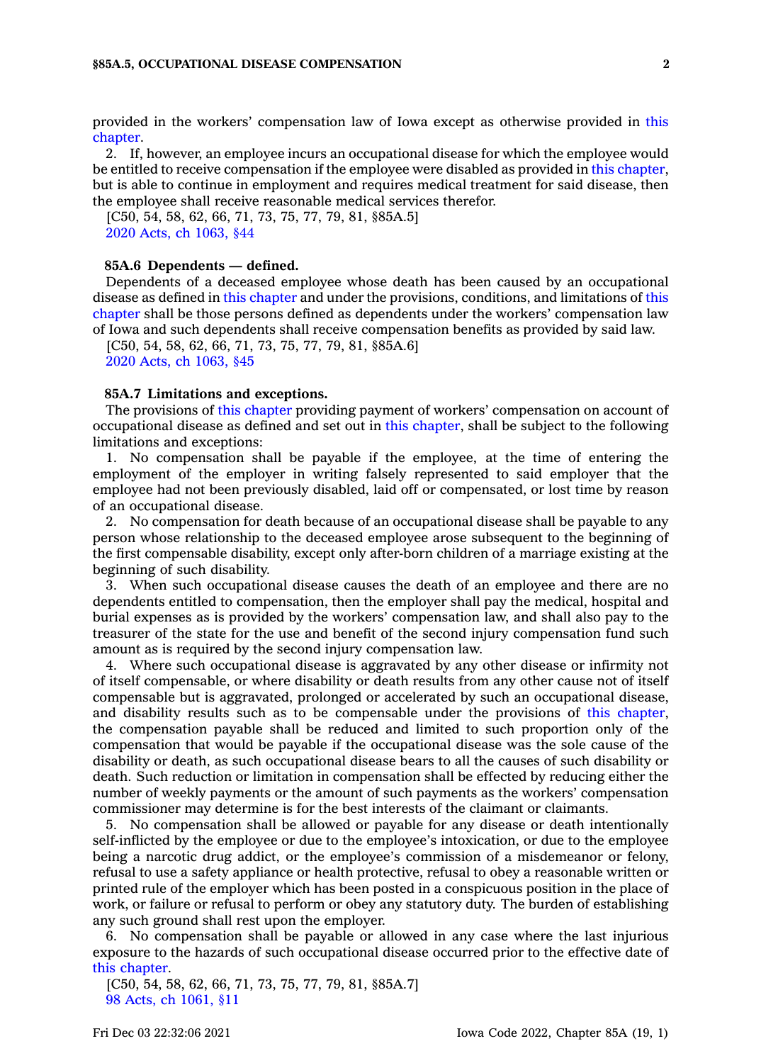provided in the workers' compensation law of Iowa except as otherwise provided in this chapter.

2. If, however, an employee incurs an occupational disease for which the employee would be entitled to receive compensation if the employee were disabled as provided in this chapter, but is able to continue in employment and requires medical treatment for said disease, then the employee shall receive reasonable medical services therefor.

[C50, 54, 58, 62, 66, 71, 73, 75, 77, 79, 81, §85A.5]
2020 Acts, ch 1063, §44

**85A.6 Dependents — defined.**

Dependents of a deceased employee whose death has been caused by an occupational disease as defined in this chapter and under the provisions, conditions, and limitations of this chapter shall be those persons defined as dependents under the workers' compensation law of Iowa and such dependents shall receive compensation benefits as provided by said law.

[C50, 54, 58, 62, 66, 71, 73, 75, 77, 79, 81, §85A.6]
2020 Acts, ch 1063, §45

**85A.7 Limitations and exceptions.**

The provisions of this chapter providing payment of workers' compensation on account of occupational disease as defined and set out in this chapter, shall be subject to the following limitations and exceptions:

1. No compensation shall be payable if the employee, at the time of entering the employment of the employer in writing falsely represented to said employer that the employee had not been previously disabled, laid off or compensated, or lost time by reason of an occupational disease.

2. No compensation for death because of an occupational disease shall be payable to any person whose relationship to the deceased employee arose subsequent to the beginning of the first compensable disability, except only after-born children of a marriage existing at the beginning of such disability.

3. When such occupational disease causes the death of an employee and there are no dependents entitled to compensation, then the employer shall pay the medical, hospital and burial expenses as is provided by the workers' compensation law, and shall also pay to the treasurer of the state for the use and benefit of the second injury compensation fund such amount as is required by the second injury compensation law.

4. Where such occupational disease is aggravated by any other disease or infirmity not of itself compensable, or where disability or death results from any other cause not of itself compensable but is aggravated, prolonged or accelerated by such an occupational disease, and disability results such as to be compensable under the provisions of this chapter, the compensation payable shall be reduced and limited to such proportion only of the compensation that would be payable if the occupational disease was the sole cause of the disability or death, as such occupational disease bears to all the causes of such disability or death. Such reduction or limitation in compensation shall be effected by reducing either the number of weekly payments or the amount of such payments as the workers' compensation commissioner may determine is for the best interests of the claimant or claimants.

5. No compensation shall be allowed or payable for any disease or death intentionally self-inflicted by the employee or due to the employee's intoxication, or due to the employee being a narcotic drug addict, or the employee's commission of a misdemeanor or felony, refusal to use a safety appliance or health protective, refusal to obey a reasonable written or printed rule of the employer which has been posted in a conspicuous position in the place of work, or failure or refusal to perform or obey any statutory duty. The burden of establishing any such ground shall rest upon the employer.

6. No compensation shall be payable or allowed in any case where the last injurious exposure to the hazards of such occupational disease occurred prior to the effective date of this chapter.

[C50, 54, 58, 62, 66, 71, 73, 75, 77, 79, 81, §85A.7]
98 Acts, ch 1061, §11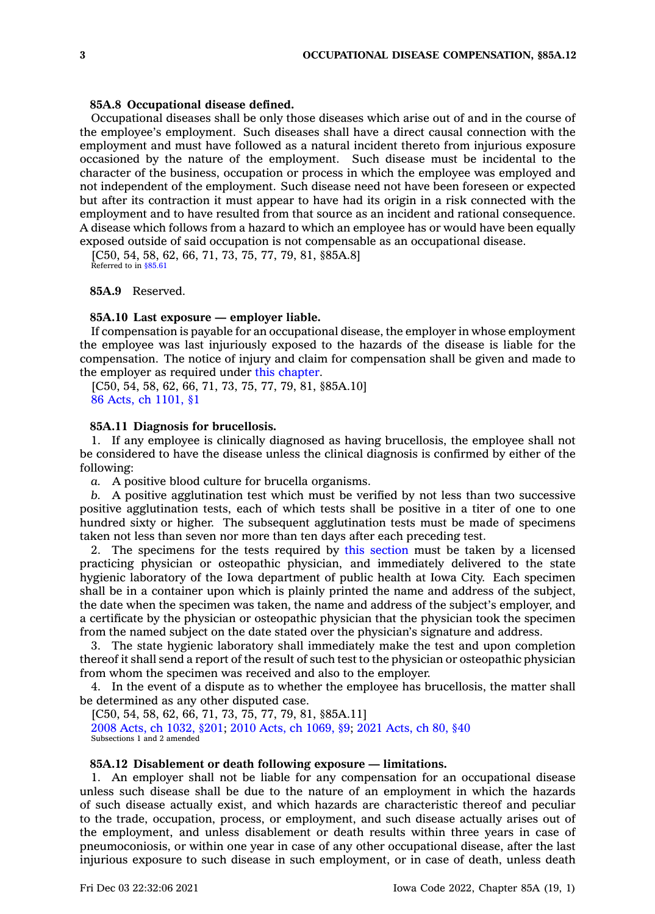**85A.8 Occupational disease defined.**

Occupational diseases shall be only those diseases which arise out of and in the course of the employee's employment. Such diseases shall have a direct causal connection with the employment and must have followed as a natural incident thereto from injurious exposure occasioned by the nature of the employment. Such disease must be incidental to the character of the business, occupation or process in which the employee was employed and not independent of the employment. Such disease need not have been foreseen or expected but after its contraction it must appear to have had its origin in a risk connected with the employment and to have resulted from that source as an incident and rational consequence. A disease which follows from a hazard to which an employee has or would have been equally exposed outside of said occupation is not compensable as an occupational disease.

[C50, 54, 58, 62, 66, 71, 73, 75, 77, 79, 81, §85A.8]
Referred to in §85.61

**85A.9** Reserved.

**85A.10 Last exposure — employer liable.**

If compensation is payable for an occupational disease, the employer in whose employment the employee was last injuriously exposed to the hazards of the disease is liable for the compensation. The notice of injury and claim for compensation shall be given and made to the employer as required under this chapter.

[C50, 54, 58, 62, 66, 71, 73, 75, 77, 79, 81, §85A.10]
86 Acts, ch 1101, §1

**85A.11 Diagnosis for brucellosis.**

1. If any employee is clinically diagnosed as having brucellosis, the employee shall not be considered to have the disease unless the clinical diagnosis is confirmed by either of the following:

*a.* A positive blood culture for brucella organisms.

*b.* A positive agglutination test which must be verified by not less than two successive positive agglutination tests, each of which tests shall be positive in a titer of one to one hundred sixty or higher. The subsequent agglutination tests must be made of specimens taken not less than seven nor more than ten days after each preceding test.

2. The specimens for the tests required by this section must be taken by a licensed practicing physician or osteopathic physician, and immediately delivered to the state hygienic laboratory of the Iowa department of public health at Iowa City. Each specimen shall be in a container upon which is plainly printed the name and address of the subject, the date when the specimen was taken, the name and address of the subject's employer, and a certificate by the physician or osteopathic physician that the physician took the specimen from the named subject on the date stated over the physician's signature and address.

3. The state hygienic laboratory shall immediately make the test and upon completion thereof it shall send a report of the result of such test to the physician or osteopathic physician from whom the specimen was received and also to the employer.

4. In the event of a dispute as to whether the employee has brucellosis, the matter shall be determined as any other disputed case.

[C50, 54, 58, 62, 66, 71, 73, 75, 77, 79, 81, §85A.11]
2008 Acts, ch 1032, §201; 2010 Acts, ch 1069, §9; 2021 Acts, ch 80, §40
Subsections 1 and 2 amended

**85A.12 Disablement or death following exposure — limitations.**

1. An employer shall not be liable for any compensation for an occupational disease unless such disease shall be due to the nature of an employment in which the hazards of such disease actually exist, and which hazards are characteristic thereof and peculiar to the trade, occupation, process, or employment, and such disease actually arises out of the employment, and unless disablement or death results within three years in case of pneumoconiosis, or within one year in case of any other occupational disease, after the last injurious exposure to such disease in such employment, or in case of death, unless death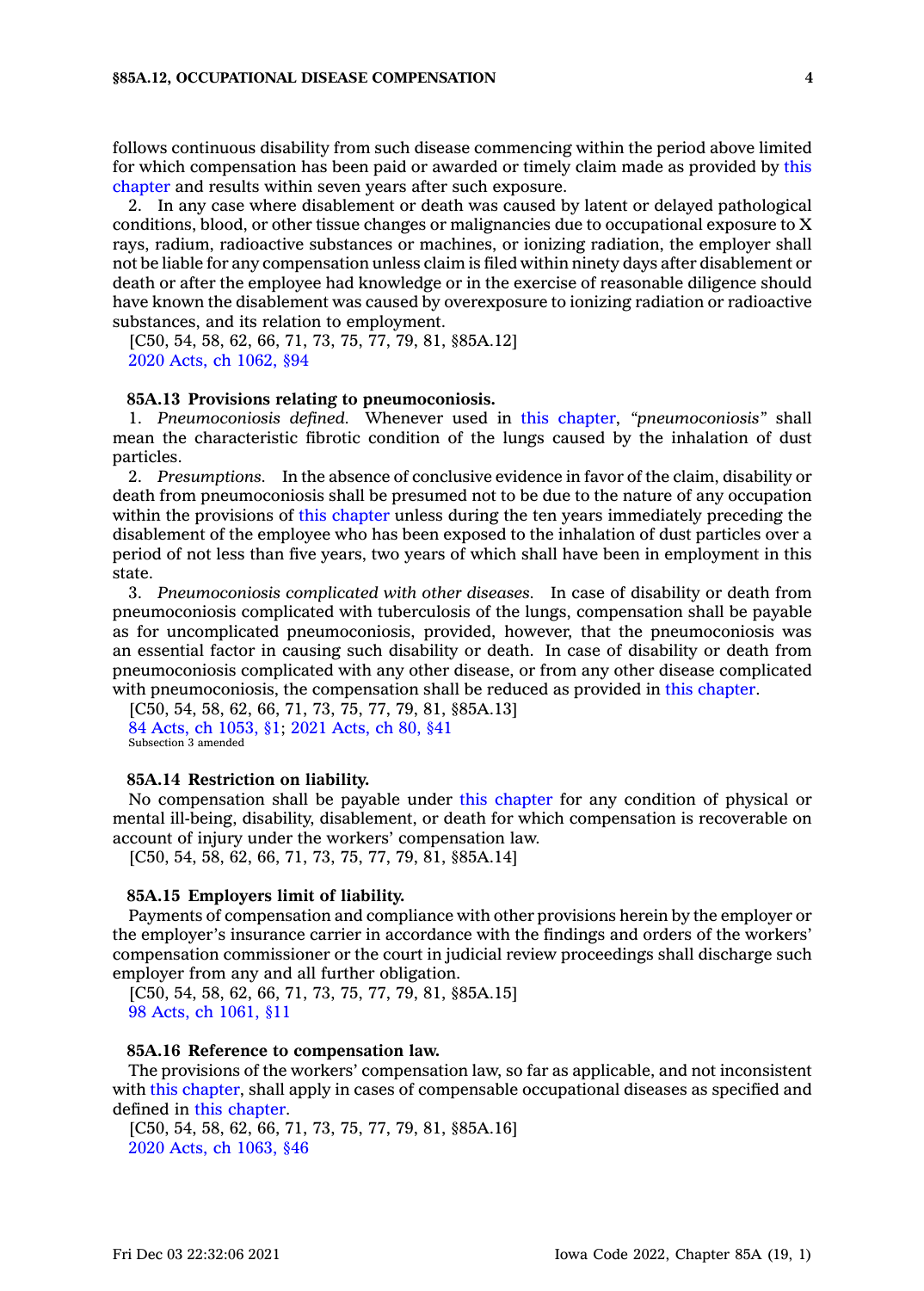follows continuous disability from such disease commencing within the period above limited for which compensation has been paid or awarded or timely claim made as provided by this chapter and results within seven years after such exposure.

2. In any case where disablement or death was caused by latent or delayed pathological conditions, blood, or other tissue changes or malignancies due to occupational exposure to X rays, radium, radioactive substances or machines, or ionizing radiation, the employer shall not be liable for any compensation unless claim is filed within ninety days after disablement or death or after the employee had knowledge or in the exercise of reasonable diligence should have known the disablement was caused by overexposure to ionizing radiation or radioactive substances, and its relation to employment.

[C50, 54, 58, 62, 66, 71, 73, 75, 77, 79, 81, §85A.12]

2020 Acts, ch 1062, §94

**85A.13 Provisions relating to pneumoconiosis.**

1. *Pneumoconiosis defined.* Whenever used in this chapter, *"pneumoconiosis"* shall mean the characteristic fibrotic condition of the lungs caused by the inhalation of dust particles.

2. *Presumptions.* In the absence of conclusive evidence in favor of the claim, disability or death from pneumoconiosis shall be presumed not to be due to the nature of any occupation within the provisions of this chapter unless during the ten years immediately preceding the disablement of the employee who has been exposed to the inhalation of dust particles over a period of not less than five years, two years of which shall have been in employment in this state.

3. *Pneumoconiosis complicated with other diseases.* In case of disability or death from pneumoconiosis complicated with tuberculosis of the lungs, compensation shall be payable as for uncomplicated pneumoconiosis, provided, however, that the pneumoconiosis was an essential factor in causing such disability or death. In case of disability or death from pneumoconiosis complicated with any other disease, or from any other disease complicated with pneumoconiosis, the compensation shall be reduced as provided in this chapter.

[C50, 54, 58, 62, 66, 71, 73, 75, 77, 79, 81, §85A.13]

84 Acts, ch 1053, §1; 2021 Acts, ch 80, §41

Subsection 3 amended

**85A.14 Restriction on liability.**

No compensation shall be payable under this chapter for any condition of physical or mental ill-being, disability, disablement, or death for which compensation is recoverable on account of injury under the workers' compensation law.

[C50, 54, 58, 62, 66, 71, 73, 75, 77, 79, 81, §85A.14]

**85A.15 Employers limit of liability.**

Payments of compensation and compliance with other provisions herein by the employer or the employer's insurance carrier in accordance with the findings and orders of the workers' compensation commissioner or the court in judicial review proceedings shall discharge such employer from any and all further obligation.

[C50, 54, 58, 62, 66, 71, 73, 75, 77, 79, 81, §85A.15]

98 Acts, ch 1061, §11

**85A.16 Reference to compensation law.**

The provisions of the workers' compensation law, so far as applicable, and not inconsistent with this chapter, shall apply in cases of compensable occupational diseases as specified and defined in this chapter.

[C50, 54, 58, 62, 66, 71, 73, 75, 77, 79, 81, §85A.16]

2020 Acts, ch 1063, §46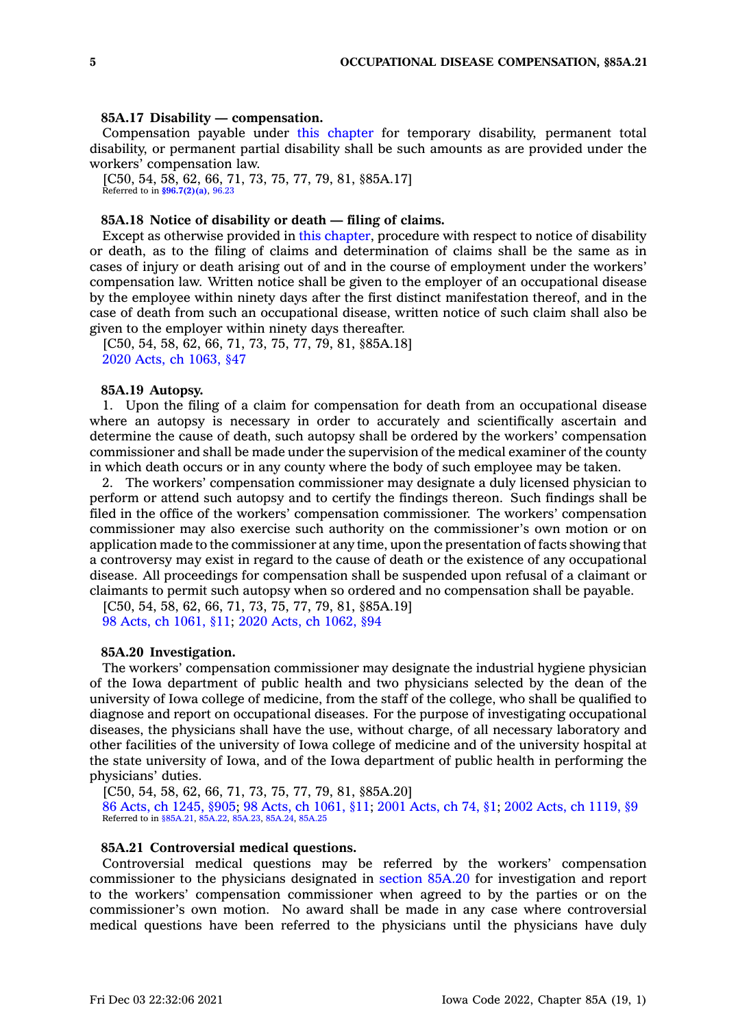#### 85A.17 Disability — compensation.

Compensation payable under this chapter for temporary disability, permanent total disability, or permanent partial disability shall be such amounts as are provided under the workers' compensation law.

[C50, 54, 58, 62, 66, 71, 73, 75, 77, 79, 81, §85A.17]

Referred to in §96.7(2)(a), 96.23

#### 85A.18 Notice of disability or death — filing of claims.

Except as otherwise provided in this chapter, procedure with respect to notice of disability or death, as to the filing of claims and determination of claims shall be the same as in cases of injury or death arising out of and in the course of employment under the workers' compensation law. Written notice shall be given to the employer of an occupational disease by the employee within ninety days after the first distinct manifestation thereof, and in the case of death from such an occupational disease, written notice of such claim shall also be given to the employer within ninety days thereafter.

[C50, 54, 58, 62, 66, 71, 73, 75, 77, 79, 81, §85A.18]

2020 Acts, ch 1063, §47

#### 85A.19 Autopsy.

1. Upon the filing of a claim for compensation for death from an occupational disease where an autopsy is necessary in order to accurately and scientifically ascertain and determine the cause of death, such autopsy shall be ordered by the workers' compensation commissioner and shall be made under the supervision of the medical examiner of the county in which death occurs or in any county where the body of such employee may be taken.

2. The workers' compensation commissioner may designate a duly licensed physician to perform or attend such autopsy and to certify the findings thereon. Such findings shall be filed in the office of the workers' compensation commissioner. The workers' compensation commissioner may also exercise such authority on the commissioner's own motion or on application made to the commissioner at any time, upon the presentation of facts showing that a controversy may exist in regard to the cause of death or the existence of any occupational disease. All proceedings for compensation shall be suspended upon refusal of a claimant or claimants to permit such autopsy when so ordered and no compensation shall be payable.

[C50, 54, 58, 62, 66, 71, 73, 75, 77, 79, 81, §85A.19]

98 Acts, ch 1061, §11; 2020 Acts, ch 1062, §94

#### 85A.20 Investigation.

The workers' compensation commissioner may designate the industrial hygiene physician of the Iowa department of public health and two physicians selected by the dean of the university of Iowa college of medicine, from the staff of the college, who shall be qualified to diagnose and report on occupational diseases. For the purpose of investigating occupational diseases, the physicians shall have the use, without charge, of all necessary laboratory and other facilities of the university of Iowa college of medicine and of the university hospital at the state university of Iowa, and of the Iowa department of public health in performing the physicians' duties.

[C50, 54, 58, 62, 66, 71, 73, 75, 77, 79, 81, §85A.20]

86 Acts, ch 1245, §905; 98 Acts, ch 1061, §11; 2001 Acts, ch 74, §1; 2002 Acts, ch 1119, §9

Referred to in §85A.21, 85A.22, 85A.23, 85A.24, 85A.25

#### 85A.21 Controversial medical questions.

Controversial medical questions may be referred by the workers' compensation commissioner to the physicians designated in section 85A.20 for investigation and report to the workers' compensation commissioner when agreed to by the parties or on the commissioner's own motion. No award shall be made in any case where controversial medical questions have been referred to the physicians until the physicians have duly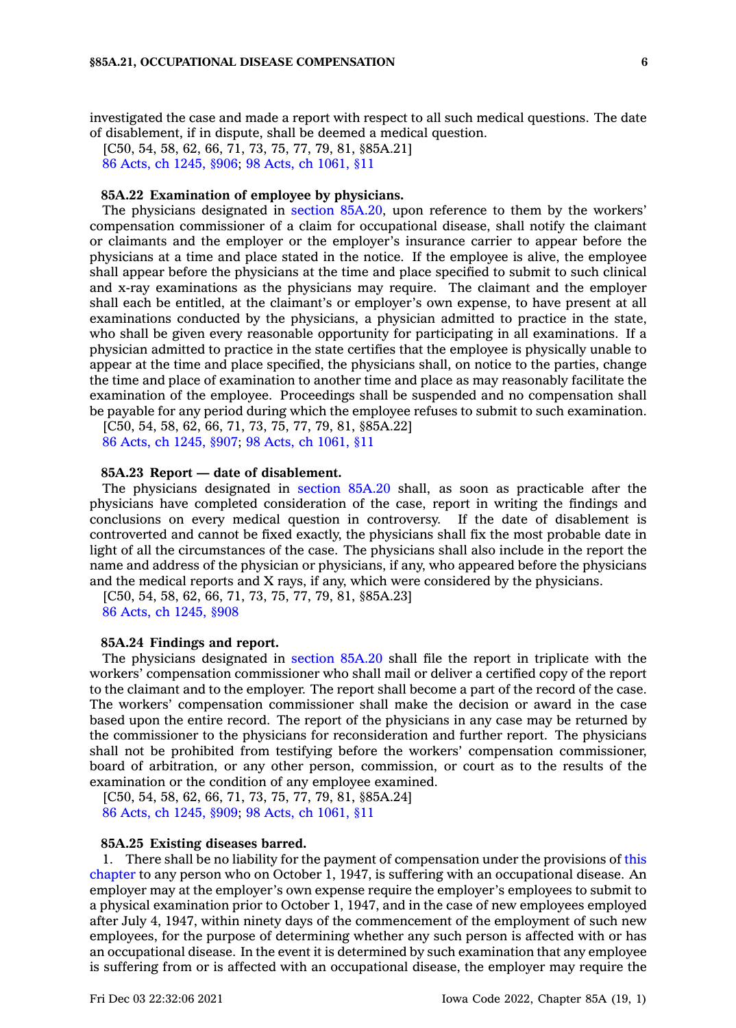investigated the case and made a report with respect to all such medical questions. The date of disablement, if in dispute, shall be deemed a medical question.

[C50, 54, 58, 62, 66, 71, 73, 75, 77, 79, 81, §85A.21]
86 Acts, ch 1245, §906; 98 Acts, ch 1061, §11

**85A.22 Examination of employee by physicians.**

The physicians designated in section 85A.20, upon reference to them by the workers' compensation commissioner of a claim for occupational disease, shall notify the claimant or claimants and the employer or the employer's insurance carrier to appear before the physicians at a time and place stated in the notice. If the employee is alive, the employee shall appear before the physicians at the time and place specified to submit to such clinical and x-ray examinations as the physicians may require. The claimant and the employer shall each be entitled, at the claimant's or employer's own expense, to have present at all examinations conducted by the physicians, a physician admitted to practice in the state, who shall be given every reasonable opportunity for participating in all examinations. If a physician admitted to practice in the state certifies that the employee is physically unable to appear at the time and place specified, the physicians shall, on notice to the parties, change the time and place of examination to another time and place as may reasonably facilitate the examination of the employee. Proceedings shall be suspended and no compensation shall be payable for any period during which the employee refuses to submit to such examination.

[C50, 54, 58, 62, 66, 71, 73, 75, 77, 79, 81, §85A.22]
86 Acts, ch 1245, §907; 98 Acts, ch 1061, §11

**85A.23 Report — date of disablement.**

The physicians designated in section 85A.20 shall, as soon as practicable after the physicians have completed consideration of the case, report in writing the findings and conclusions on every medical question in controversy. If the date of disablement is controverted and cannot be fixed exactly, the physicians shall fix the most probable date in light of all the circumstances of the case. The physicians shall also include in the report the name and address of the physician or physicians, if any, who appeared before the physicians and the medical reports and X rays, if any, which were considered by the physicians.

[C50, 54, 58, 62, 66, 71, 73, 75, 77, 79, 81, §85A.23]
86 Acts, ch 1245, §908

**85A.24 Findings and report.**

The physicians designated in section 85A.20 shall file the report in triplicate with the workers' compensation commissioner who shall mail or deliver a certified copy of the report to the claimant and to the employer. The report shall become a part of the record of the case. The workers' compensation commissioner shall make the decision or award in the case based upon the entire record. The report of the physicians in any case may be returned by the commissioner to the physicians for reconsideration and further report. The physicians shall not be prohibited from testifying before the workers' compensation commissioner, board of arbitration, or any other person, commission, or court as to the results of the examination or the condition of any employee examined.

[C50, 54, 58, 62, 66, 71, 73, 75, 77, 79, 81, §85A.24]
86 Acts, ch 1245, §909; 98 Acts, ch 1061, §11

**85A.25 Existing diseases barred.**

1. There shall be no liability for the payment of compensation under the provisions of this chapter to any person who on October 1, 1947, is suffering with an occupational disease. An employer may at the employer's own expense require the employer's employees to submit to a physical examination prior to October 1, 1947, and in the case of new employees employed after July 4, 1947, within ninety days of the commencement of the employment of such new employees, for the purpose of determining whether any such person is affected with or has an occupational disease. In the event it is determined by such examination that any employee is suffering from or is affected with an occupational disease, the employer may require the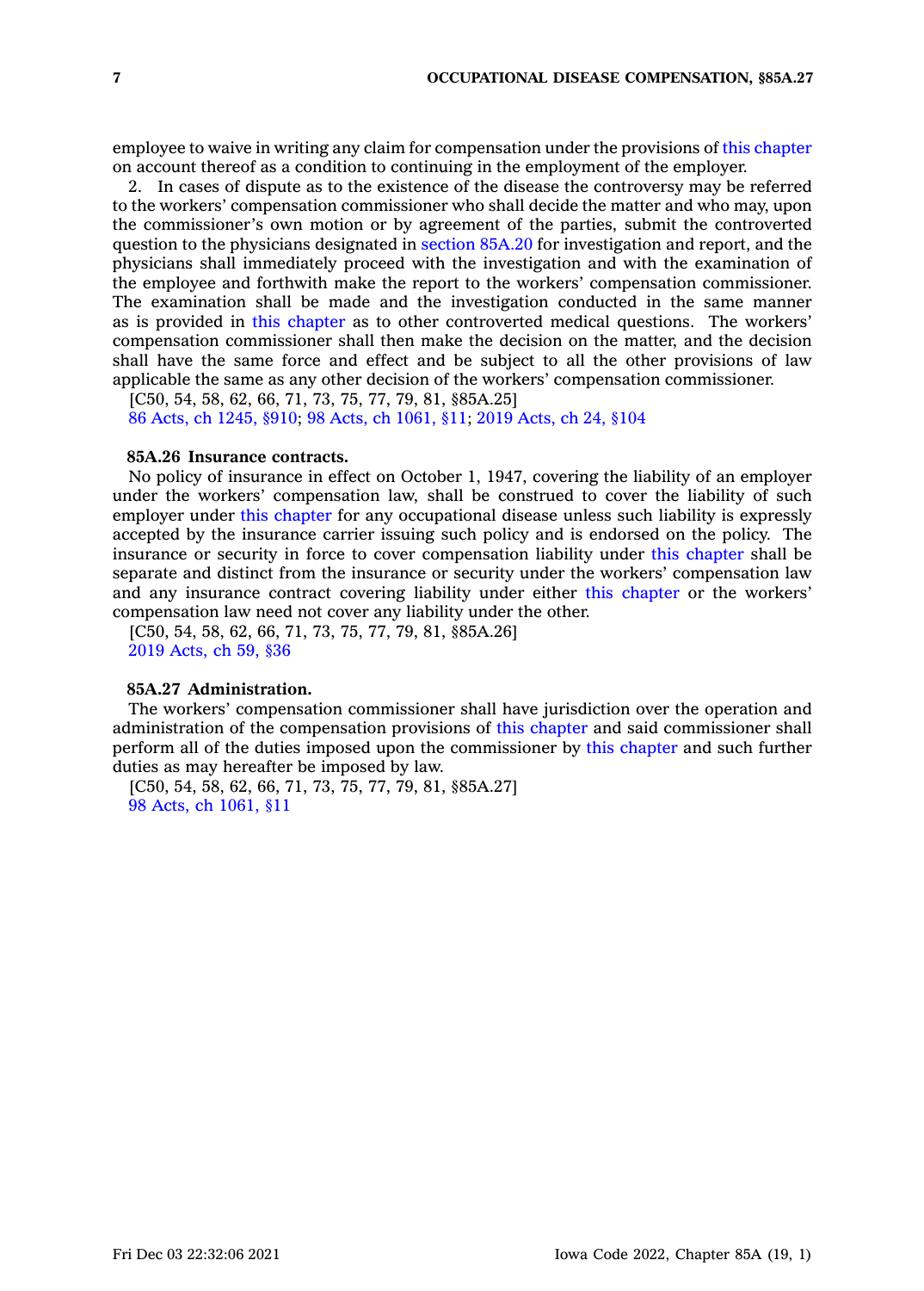employee to waive in writing any claim for compensation under the provisions of this chapter on account thereof as a condition to continuing in the employment of the employer.

2. In cases of dispute as to the existence of the disease the controversy may be referred to the workers' compensation commissioner who shall decide the matter and who may, upon the commissioner's own motion or by agreement of the parties, submit the controverted question to the physicians designated in section 85A.20 for investigation and report, and the physicians shall immediately proceed with the investigation and with the examination of the employee and forthwith make the report to the workers' compensation commissioner. The examination shall be made and the investigation conducted in the same manner as is provided in this chapter as to other controverted medical questions. The workers' compensation commissioner shall then make the decision on the matter, and the decision shall have the same force and effect and be subject to all the other provisions of law applicable the same as any other decision of the workers' compensation commissioner.

[C50, 54, 58, 62, 66, 71, 73, 75, 77, 79, 81, §85A.25]

86 Acts, ch 1245, §910; 98 Acts, ch 1061, §11; 2019 Acts, ch 24, §104

**85A.26 Insurance contracts.**

No policy of insurance in effect on October 1, 1947, covering the liability of an employer under the workers' compensation law, shall be construed to cover the liability of such employer under this chapter for any occupational disease unless such liability is expressly accepted by the insurance carrier issuing such policy and is endorsed on the policy. The insurance or security in force to cover compensation liability under this chapter shall be separate and distinct from the insurance or security under the workers' compensation law and any insurance contract covering liability under either this chapter or the workers' compensation law need not cover any liability under the other.

[C50, 54, 58, 62, 66, 71, 73, 75, 77, 79, 81, §85A.26]

2019 Acts, ch 59, §36

**85A.27 Administration.**

The workers' compensation commissioner shall have jurisdiction over the operation and administration of the compensation provisions of this chapter and said commissioner shall perform all of the duties imposed upon the commissioner by this chapter and such further duties as may hereafter be imposed by law.

[C50, 54, 58, 62, 66, 71, 73, 75, 77, 79, 81, §85A.27]

98 Acts, ch 1061, §11